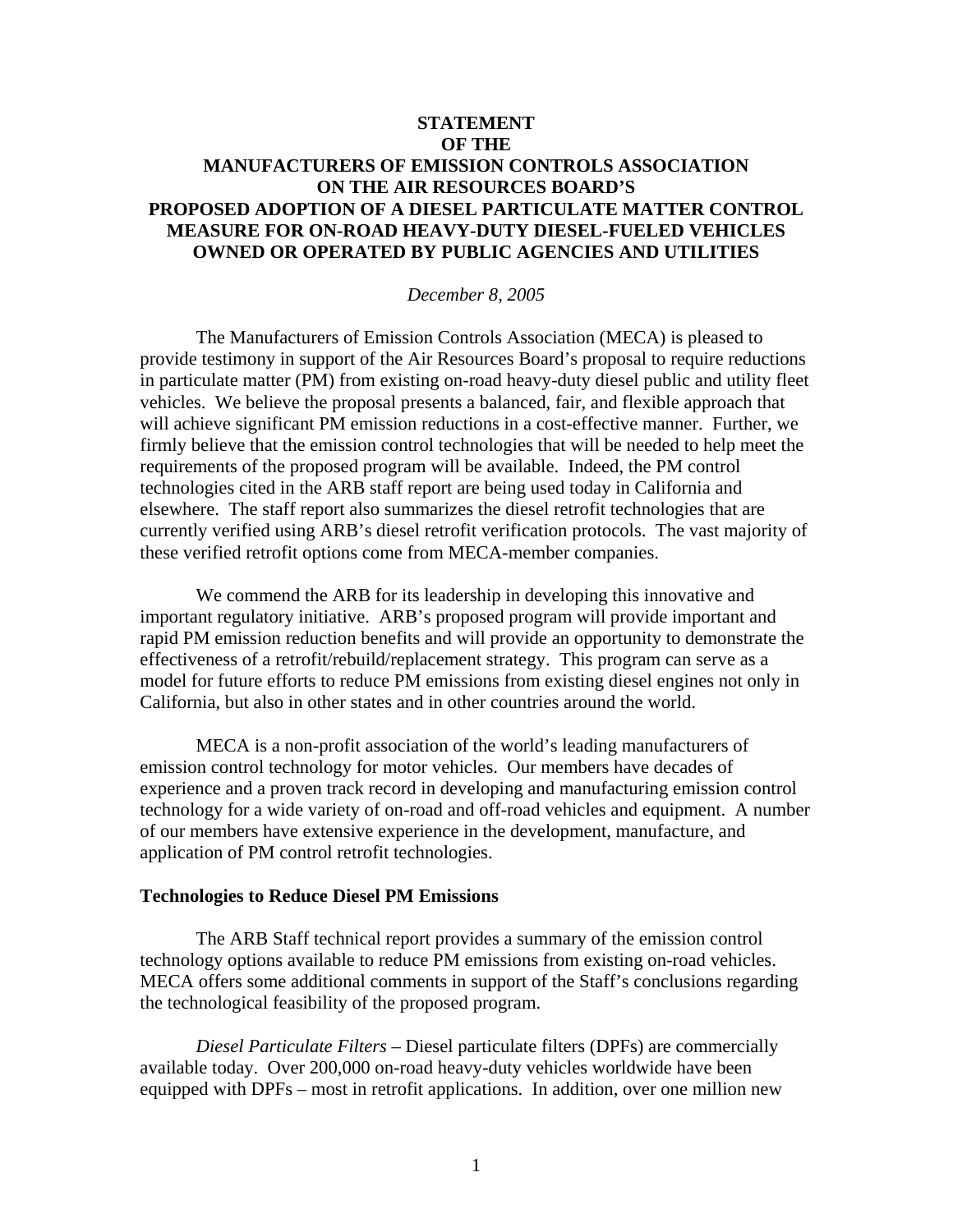# STATEMENT OF THE MANUFACTURERS OF EMISSION CONTROLS ASSOCIATION ON THE AIR RESOURCES BOARD'S PROPOSED ADOPTION OF A DIESEL PARTICULATE MATTER CONTROL MEASURE FOR ON-ROAD HEAVY-DUTY DIESEL-FUELED VEHICLES OWNED OR OPERATED BY PUBLIC AGENCIES AND UTILITIES

*December 8, 2005*

The Manufacturers of Emission Controls Association (MECA) is pleased to provide testimony in support of the Air Resources Board's proposal to require reductions in particulate matter (PM) from existing on-road heavy-duty diesel public and utility fleet vehicles. We believe the proposal presents a balanced, fair, and flexible approach that will achieve significant PM emission reductions in a cost-effective manner. Further, we firmly believe that the emission control technologies that will be needed to help meet the requirements of the proposed program will be available. Indeed, the PM control technologies cited in the ARB staff report are being used today in California and elsewhere. The staff report also summarizes the diesel retrofit technologies that are currently verified using ARB's diesel retrofit verification protocols. The vast majority of these verified retrofit options come from MECA-member companies.

We commend the ARB for its leadership in developing this innovative and important regulatory initiative. ARB's proposed program will provide important and rapid PM emission reduction benefits and will provide an opportunity to demonstrate the effectiveness of a retrofit/rebuild/replacement strategy. This program can serve as a model for future efforts to reduce PM emissions from existing diesel engines not only in California, but also in other states and in other countries around the world.

MECA is a non-profit association of the world's leading manufacturers of emission control technology for motor vehicles. Our members have decades of experience and a proven track record in developing and manufacturing emission control technology for a wide variety of on-road and off-road vehicles and equipment. A number of our members have extensive experience in the development, manufacture, and application of PM control retrofit technologies.

**Technologies to Reduce Diesel PM Emissions**

The ARB Staff technical report provides a summary of the emission control technology options available to reduce PM emissions from existing on-road vehicles. MECA offers some additional comments in support of the Staff's conclusions regarding the technological feasibility of the proposed program.

*Diesel Particulate Filters* – Diesel particulate filters (DPFs) are commercially available today. Over 200,000 on-road heavy-duty vehicles worldwide have been equipped with DPFs – most in retrofit applications. In addition, over one million new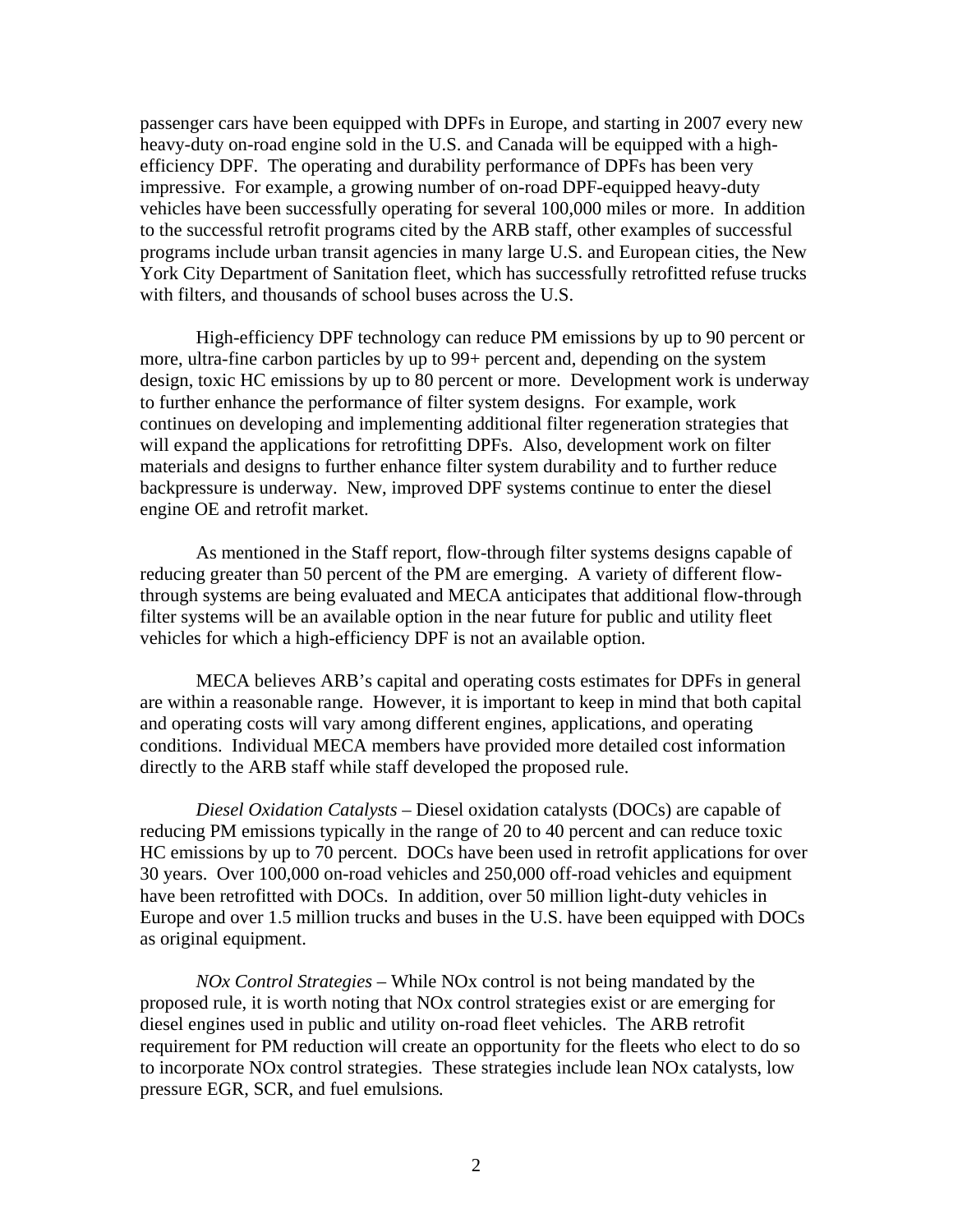passenger cars have been equipped with DPFs in Europe, and starting in 2007 every new heavy-duty on-road engine sold in the U.S. and Canada will be equipped with a high-efficiency DPF. The operating and durability performance of DPFs has been very impressive. For example, a growing number of on-road DPF-equipped heavy-duty vehicles have been successfully operating for several 100,000 miles or more. In addition to the successful retrofit programs cited by the ARB staff, other examples of successful programs include urban transit agencies in many large U.S. and European cities, the New York City Department of Sanitation fleet, which has successfully retrofitted refuse trucks with filters, and thousands of school buses across the U.S.

High-efficiency DPF technology can reduce PM emissions by up to 90 percent or more, ultra-fine carbon particles by up to 99+ percent and, depending on the system design, toxic HC emissions by up to 80 percent or more. Development work is underway to further enhance the performance of filter system designs. For example, work continues on developing and implementing additional filter regeneration strategies that will expand the applications for retrofitting DPFs. Also, development work on filter materials and designs to further enhance filter system durability and to further reduce backpressure is underway. New, improved DPF systems continue to enter the diesel engine OE and retrofit market.

As mentioned in the Staff report, flow-through filter systems designs capable of reducing greater than 50 percent of the PM are emerging. A variety of different flow-through systems are being evaluated and MECA anticipates that additional flow-through filter systems will be an available option in the near future for public and utility fleet vehicles for which a high-efficiency DPF is not an available option.

MECA believes ARB's capital and operating costs estimates for DPFs in general are within a reasonable range. However, it is important to keep in mind that both capital and operating costs will vary among different engines, applications, and operating conditions. Individual MECA members have provided more detailed cost information directly to the ARB staff while staff developed the proposed rule.

*Diesel Oxidation Catalysts* – Diesel oxidation catalysts (DOCs) are capable of reducing PM emissions typically in the range of 20 to 40 percent and can reduce toxic HC emissions by up to 70 percent. DOCs have been used in retrofit applications for over 30 years. Over 100,000 on-road vehicles and 250,000 off-road vehicles and equipment have been retrofitted with DOCs. In addition, over 50 million light-duty vehicles in Europe and over 1.5 million trucks and buses in the U.S. have been equipped with DOCs as original equipment.

*NOx Control Strategies* – While NOx control is not being mandated by the proposed rule, it is worth noting that NOx control strategies exist or are emerging for diesel engines used in public and utility on-road fleet vehicles. The ARB retrofit requirement for PM reduction will create an opportunity for the fleets who elect to do so to incorporate NOx control strategies. These strategies include lean NOx catalysts, low pressure EGR, SCR, and fuel emulsions.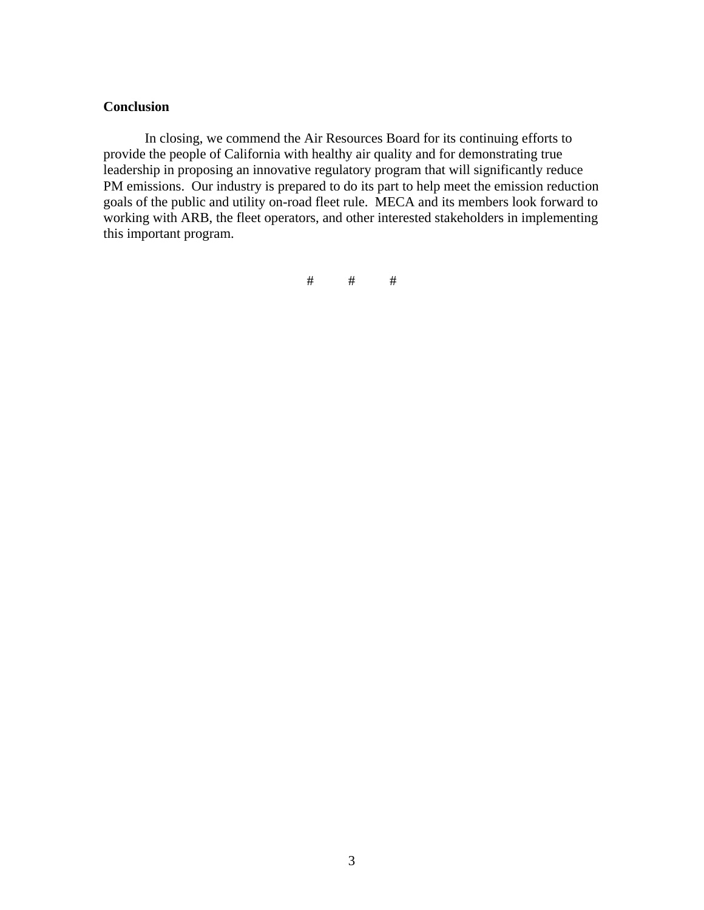**Conclusion**

In closing, we commend the Air Resources Board for its continuing efforts to provide the people of California with healthy air quality and for demonstrating true leadership in proposing an innovative regulatory program that will significantly reduce PM emissions. Our industry is prepared to do its part to help meet the emission reduction goals of the public and utility on-road fleet rule. MECA and its members look forward to working with ARB, the fleet operators, and other interested stakeholders in implementing this important program.

# # #